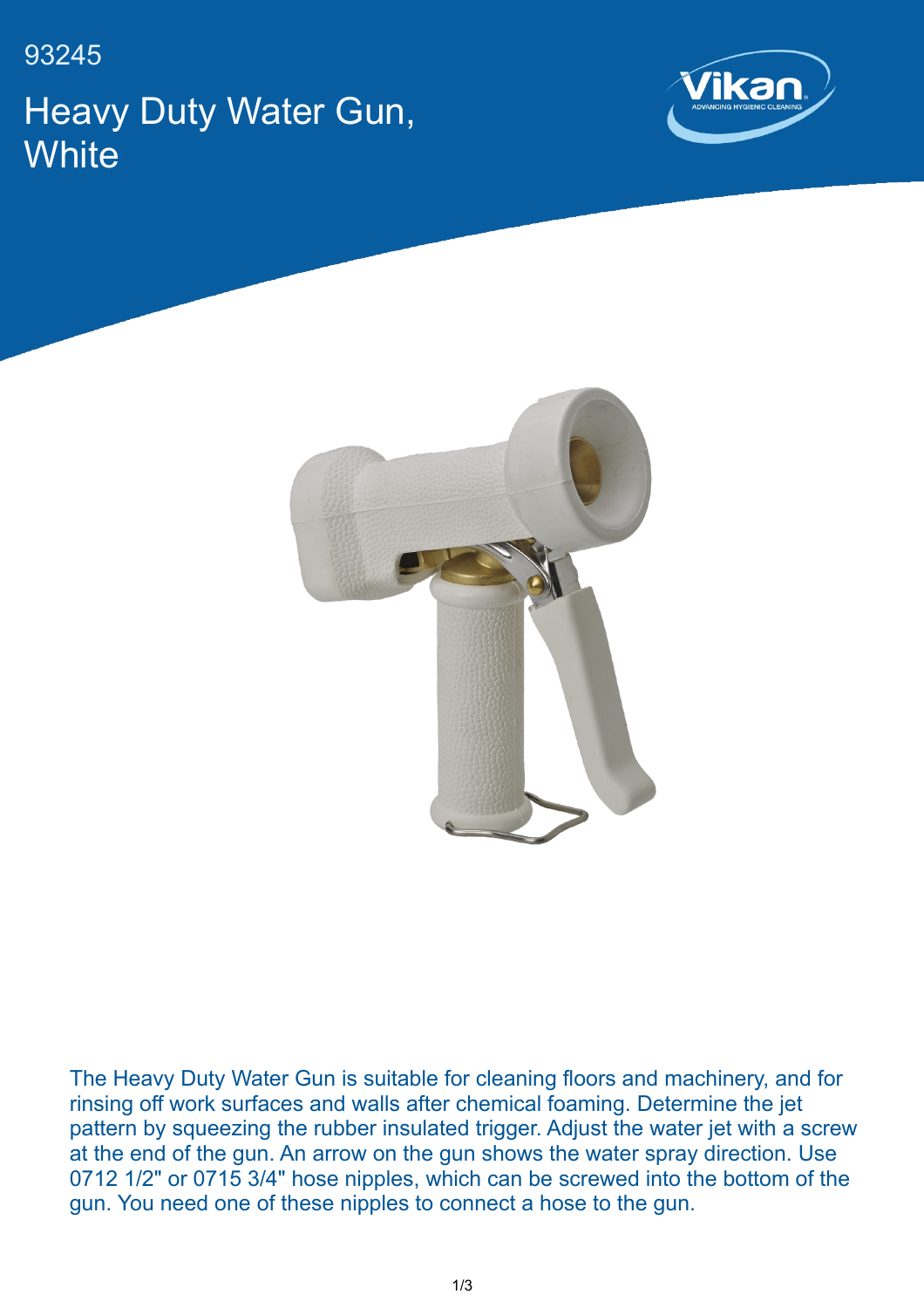93245

# Heavy Duty Water Gun, White

The Heavy Duty Water Gun is suitable for cleaning floors and machinery, and for rinsing off work surfaces and walls after chemical foaming. Determine the jet pattern by squeezing the rubber insulated trigger. Adjust the water jet with a screw at the end of the gun. An arrow on the gun shows the water spray direction. Use 0712 1/2" or 0715 3/4" hose nipples, which can be screwed into the bottom of the gun. You need one of these nipples to connect a hose to the gun.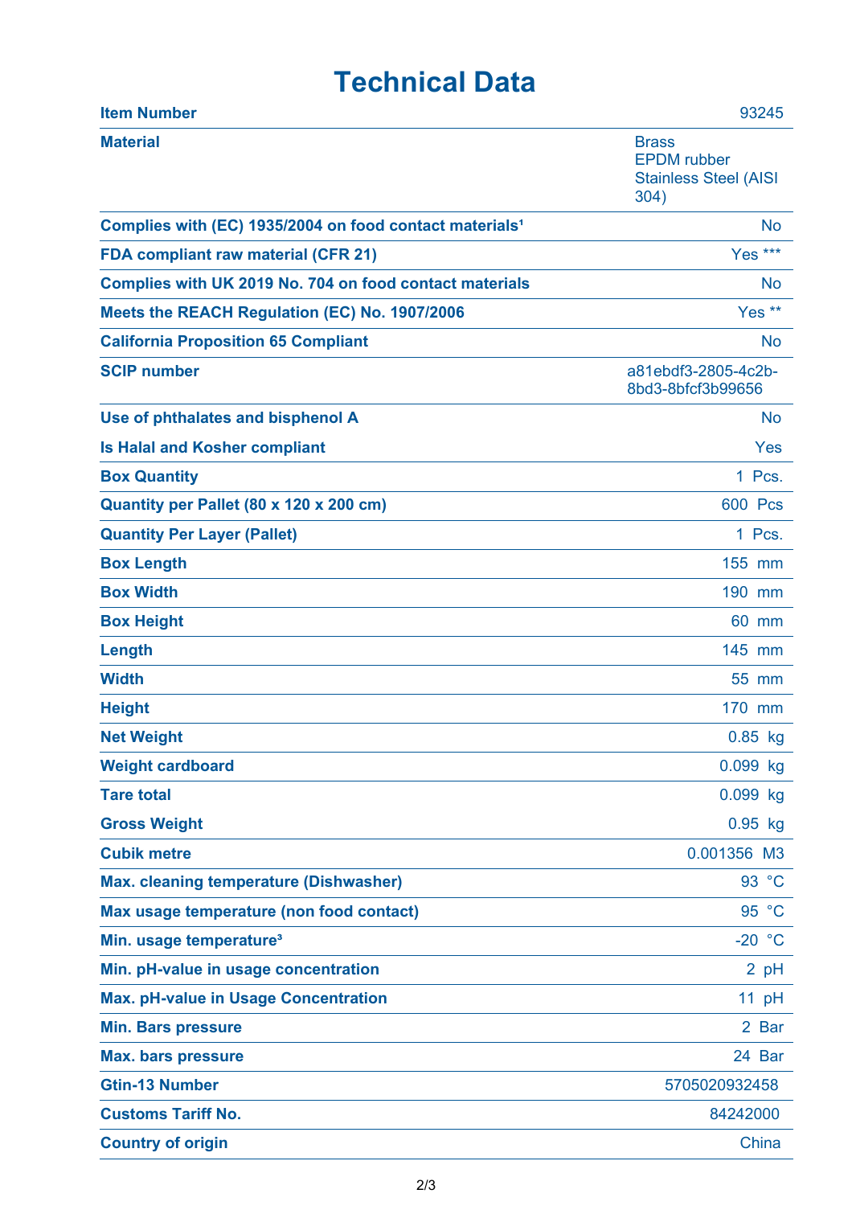# Technical Data

| | |
|---|---|
| **Item Number** | 93245 |
| **Material** | Brass<br>EPDM rubber<br>Stainless Steel (AISI 304) |
| **Complies with (EC) 1935/2004 on food contact materials[1]** | No |
| **FDA compliant raw material (CFR 21)** | Yes *** |
| **Complies with UK 2019 No. 704 on food contact materials** | No |
| **Meets the REACH Regulation (EC) No. 1907/2006** | Yes ** |
| **California Proposition 65 Compliant** | No |
| **SCIP number** | a81ebdf3-2805-4c2b-8bd3-8bfcf3b99656 |
| **Use of phthalates and bisphenol A** | No |
| **Is Halal and Kosher compliant** | Yes |
| **Box Quantity** | 1 Pcs. |
| **Quantity per Pallet (80 x 120 x 200 cm)** | 600 Pcs |
| **Quantity Per Layer (Pallet)** | 1 Pcs. |
| **Box Length** | 155 mm |
| **Box Width** | 190 mm |
| **Box Height** | 60 mm |
| **Length** | 145 mm |
| **Width** | 55 mm |
| **Height** | 170 mm |
| **Net Weight** | 0.85 kg |
| **Weight cardboard** | 0.099 kg |
| **Tare total** | 0.099 kg |
| **Gross Weight** | 0.95 kg |
| **Cubik metre** | 0.001356 M3 |
| **Max. cleaning temperature (Dishwasher)** | 93 °C |
| **Max usage temperature (non food contact)** | 95 °C |
| **Min. usage temperature[3]** | -20 °C |
| **Min. pH-value in usage concentration** | 2 pH |
| **Max. pH-value in Usage Concentration** | 11 pH |
| **Min. Bars pressure** | 2 Bar |
| **Max. bars pressure** | 24 Bar |
| **Gtin-13 Number** | 5705020932458 |
| **Customs Tariff No.** | 84242000 |
| **Country of origin** | China |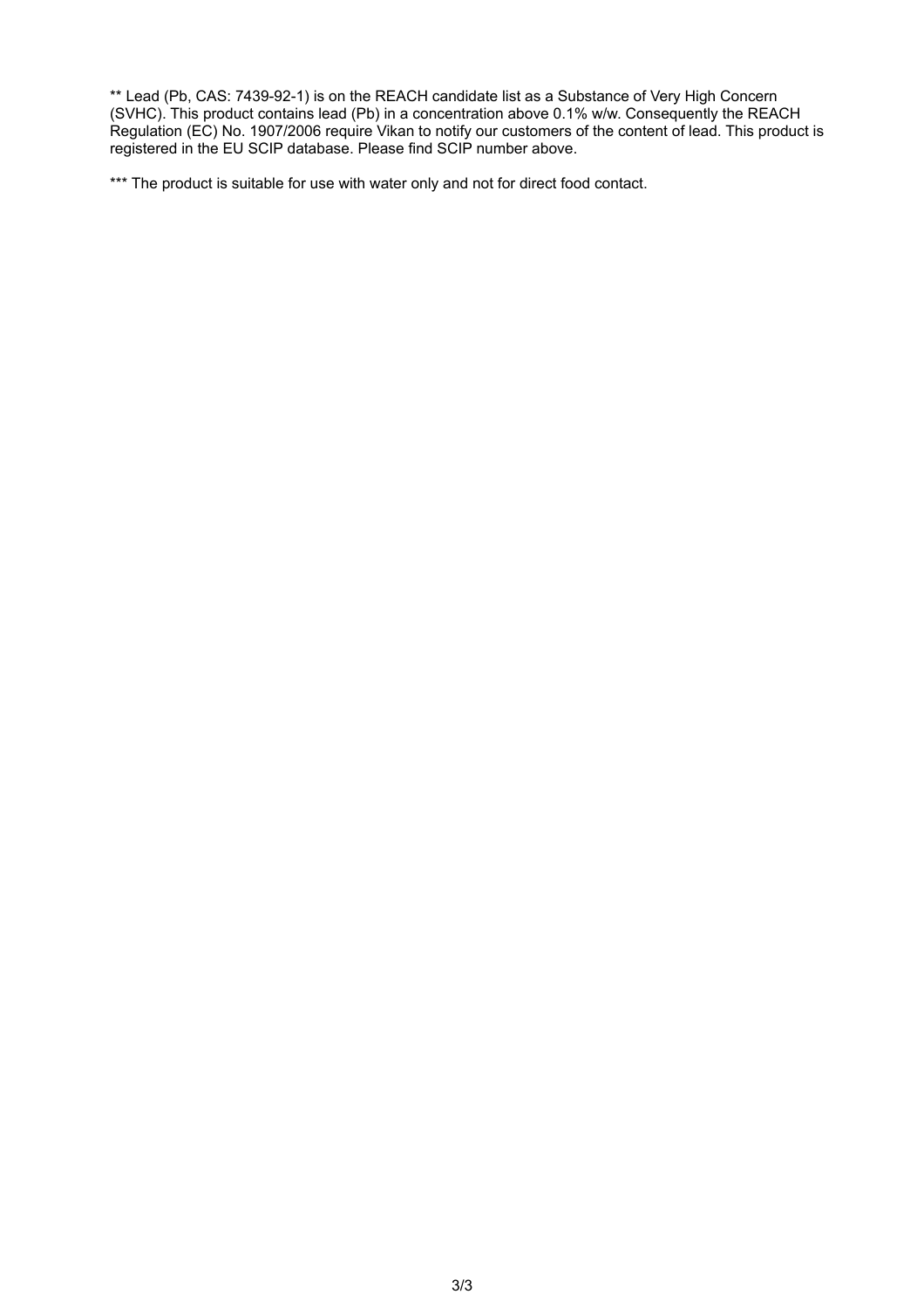** Lead (Pb, CAS: 7439-92-1) is on the REACH candidate list as a Substance of Very High Concern (SVHC). This product contains lead (Pb) in a concentration above 0.1% w/w. Consequently the REACH Regulation (EC) No. 1907/2006 require Vikan to notify our customers of the content of lead. This product is registered in the EU SCIP database. Please find SCIP number above.

*** The product is suitable for use with water only and not for direct food contact.